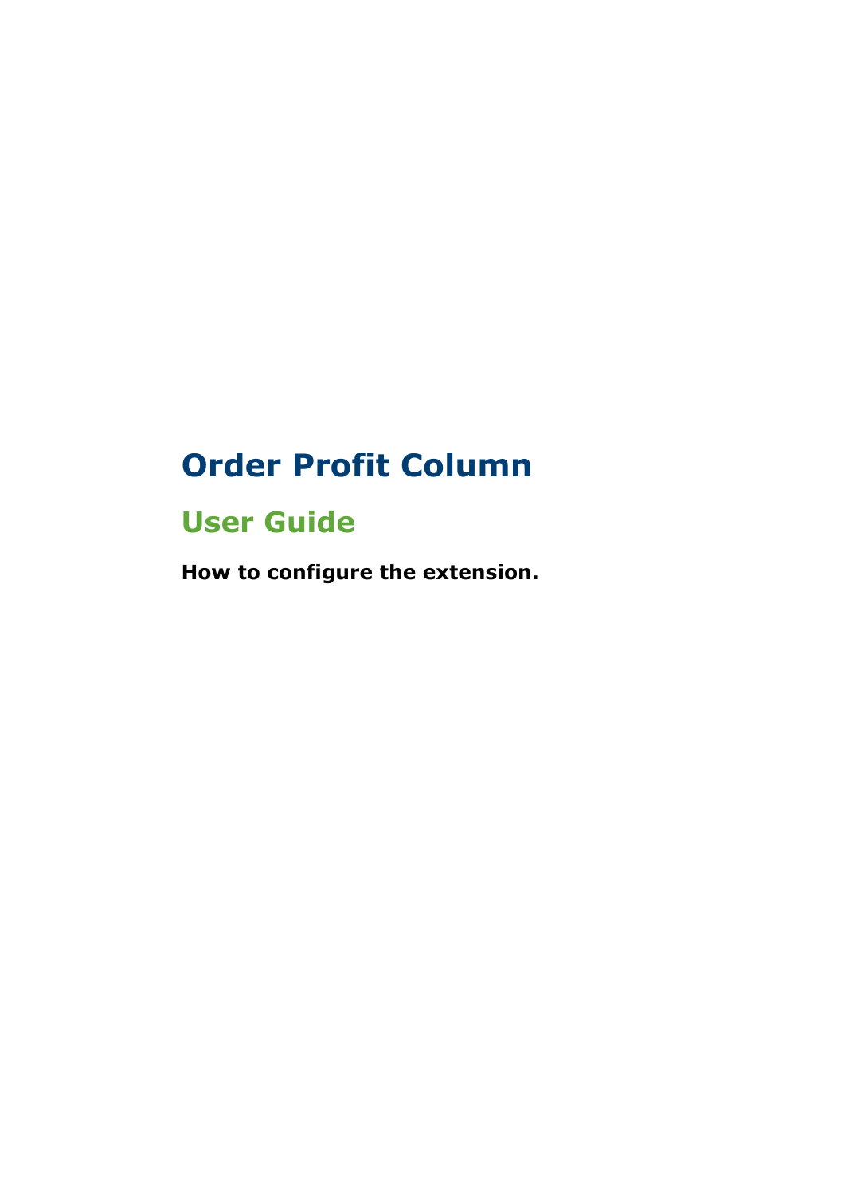# Order Profit Column

## User Guide

**How to configure the extension.**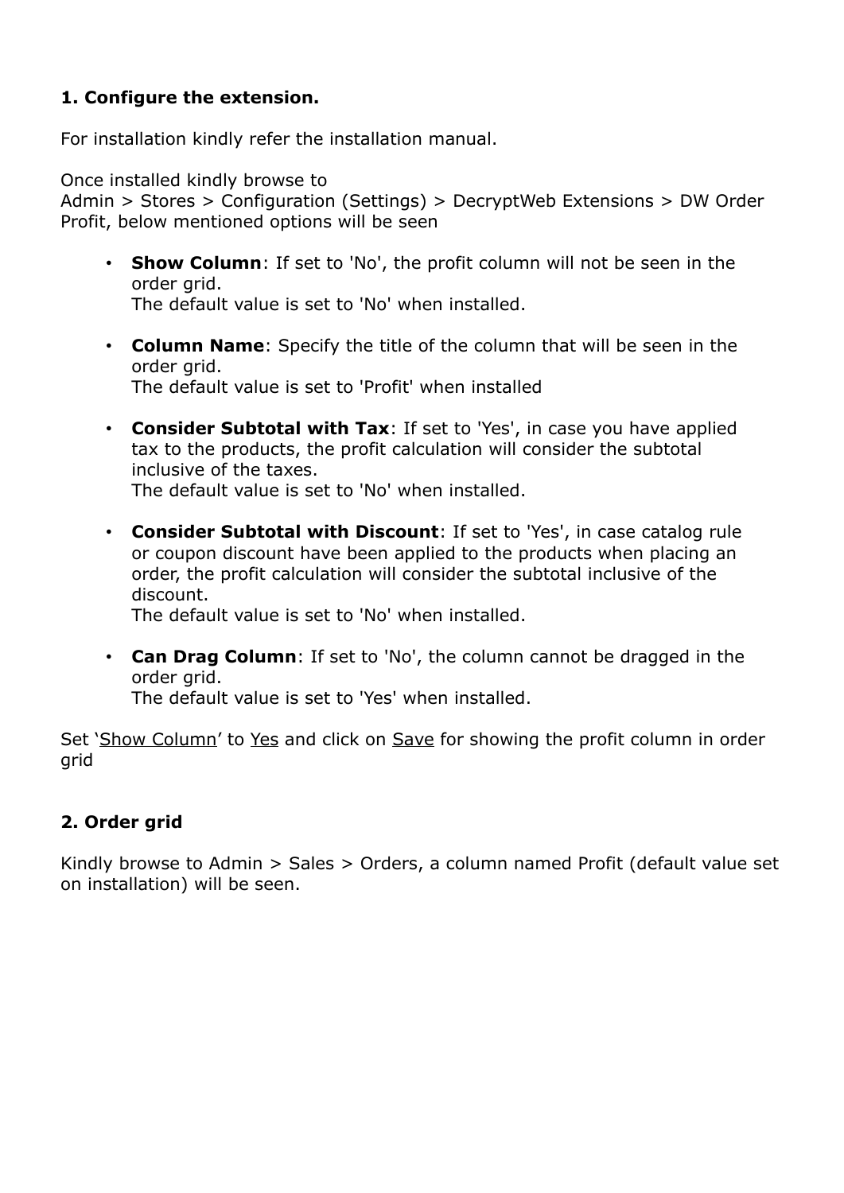**1. Configure the extension.**

For installation kindly refer the installation manual.

Once installed kindly browse to
Admin > Stores > Configuration (Settings) > DecryptWeb Extensions > DW Order Profit, below mentioned options will be seen

- **Show Column**: If set to 'No', the profit column will not be seen in the order grid.
  The default value is set to 'No' when installed.
- **Column Name**: Specify the title of the column that will be seen in the order grid.
  The default value is set to 'Profit' when installed
- **Consider Subtotal with Tax**: If set to 'Yes', in case you have applied tax to the products, the profit calculation will consider the subtotal inclusive of the taxes.
  The default value is set to 'No' when installed.
- **Consider Subtotal with Discount**: If set to 'Yes', in case catalog rule or coupon discount have been applied to the products when placing an order, the profit calculation will consider the subtotal inclusive of the discount.
  The default value is set to 'No' when installed.
- **Can Drag Column**: If set to 'No', the column cannot be dragged in the order grid.
  The default value is set to 'Yes' when installed.

Set 'Show Column' to Yes and click on Save for showing the profit column in order grid

**2. Order grid**

Kindly browse to Admin > Sales > Orders, a column named Profit (default value set on installation) will be seen.